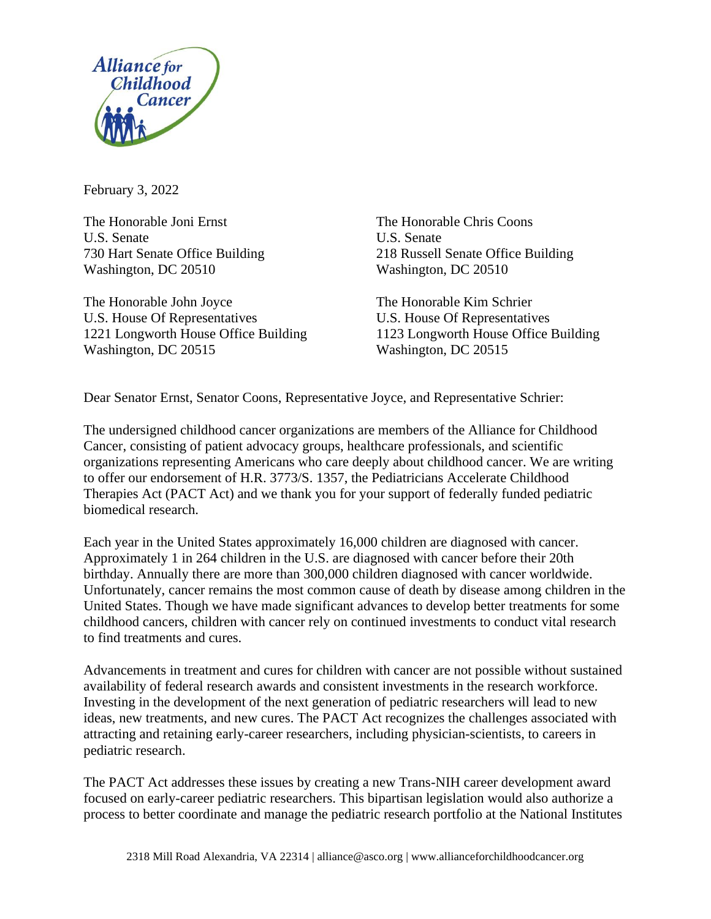Alliance for Childhood Cancer

February 3, 2022

The Honorable Joni Ernst
U.S. Senate
730 Hart Senate Office Building
Washington, DC 20510

The Honorable Chris Coons
U.S. Senate
218 Russell Senate Office Building
Washington, DC 20510

The Honorable John Joyce
U.S. House Of Representatives
1221 Longworth House Office Building
Washington, DC 20515

The Honorable Kim Schrier
U.S. House Of Representatives
1123 Longworth House Office Building
Washington, DC 20515

Dear Senator Ernst, Senator Coons, Representative Joyce, and Representative Schrier:

The undersigned childhood cancer organizations are members of the Alliance for Childhood Cancer, consisting of patient advocacy groups, healthcare professionals, and scientific organizations representing Americans who care deeply about childhood cancer. We are writing to offer our endorsement of H.R. 3773/S. 1357, the Pediatricians Accelerate Childhood Therapies Act (PACT Act) and we thank you for your support of federally funded pediatric biomedical research.

Each year in the United States approximately 16,000 children are diagnosed with cancer. Approximately 1 in 264 children in the U.S. are diagnosed with cancer before their 20th birthday. Annually there are more than 300,000 children diagnosed with cancer worldwide. Unfortunately, cancer remains the most common cause of death by disease among children in the United States. Though we have made significant advances to develop better treatments for some childhood cancers, children with cancer rely on continued investments to conduct vital research to find treatments and cures.

Advancements in treatment and cures for children with cancer are not possible without sustained availability of federal research awards and consistent investments in the research workforce. Investing in the development of the next generation of pediatric researchers will lead to new ideas, new treatments, and new cures. The PACT Act recognizes the challenges associated with attracting and retaining early-career researchers, including physician-scientists, to careers in pediatric research.

The PACT Act addresses these issues by creating a new Trans-NIH career development award focused on early-career pediatric researchers. This bipartisan legislation would also authorize a process to better coordinate and manage the pediatric research portfolio at the National Institutes

2318 Mill Road Alexandria, VA 22314 | alliance@asco.org | www.allianceforchildhoodcancer.org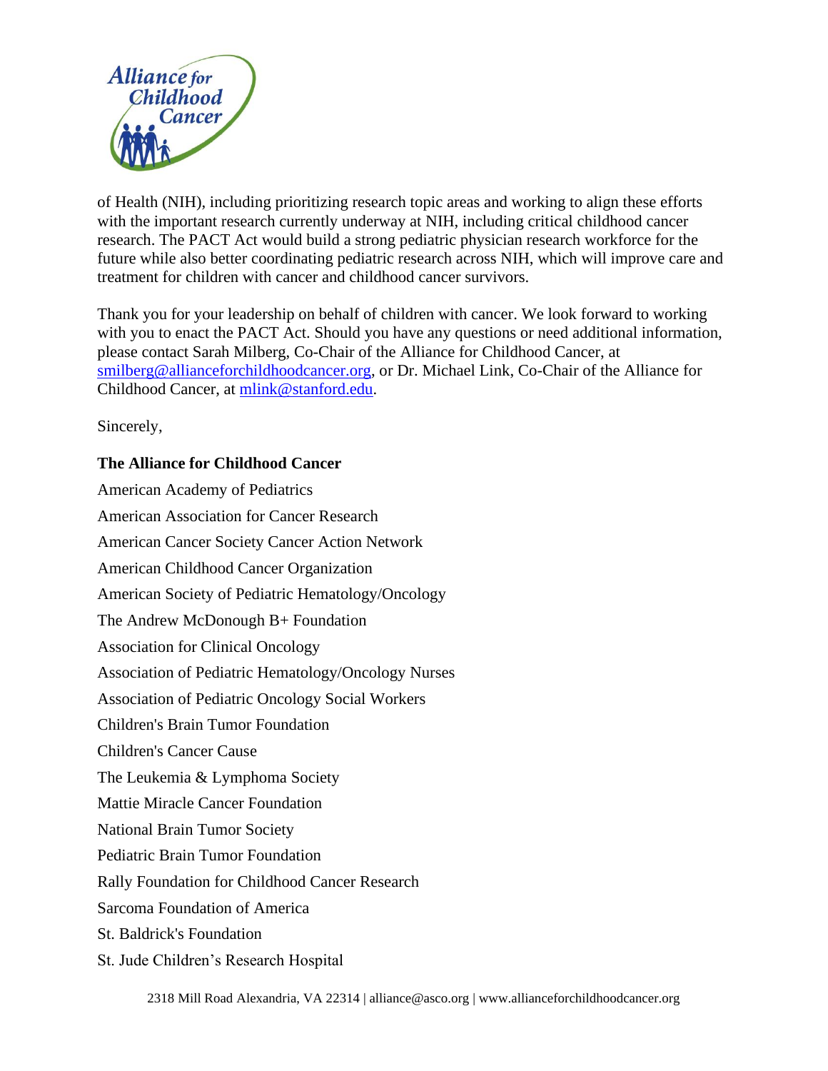of Health (NIH), including prioritizing research topic areas and working to align these efforts with the important research currently underway at NIH, including critical childhood cancer research. The PACT Act would build a strong pediatric physician research workforce for the future while also better coordinating pediatric research across NIH, which will improve care and treatment for children with cancer and childhood cancer survivors.

Thank you for your leadership on behalf of children with cancer. We look forward to working with you to enact the PACT Act. Should you have any questions or need additional information, please contact Sarah Milberg, Co-Chair of the Alliance for Childhood Cancer, at smilberg@allianceforchildhoodcancer.org, or Dr. Michael Link, Co-Chair of the Alliance for Childhood Cancer, at mlink@stanford.edu.

Sincerely,

**The Alliance for Childhood Cancer**

American Academy of Pediatrics

American Association for Cancer Research

American Cancer Society Cancer Action Network

American Childhood Cancer Organization

American Society of Pediatric Hematology/Oncology

The Andrew McDonough B+ Foundation

Association for Clinical Oncology

Association of Pediatric Hematology/Oncology Nurses

Association of Pediatric Oncology Social Workers

Children's Brain Tumor Foundation

Children's Cancer Cause

The Leukemia & Lymphoma Society

Mattie Miracle Cancer Foundation

National Brain Tumor Society

Pediatric Brain Tumor Foundation

Rally Foundation for Childhood Cancer Research

Sarcoma Foundation of America

St. Baldrick's Foundation

St. Jude Children's Research Hospital

2318 Mill Road Alexandria, VA 22314 | alliance@asco.org | www.allianceforchildhoodcancer.org